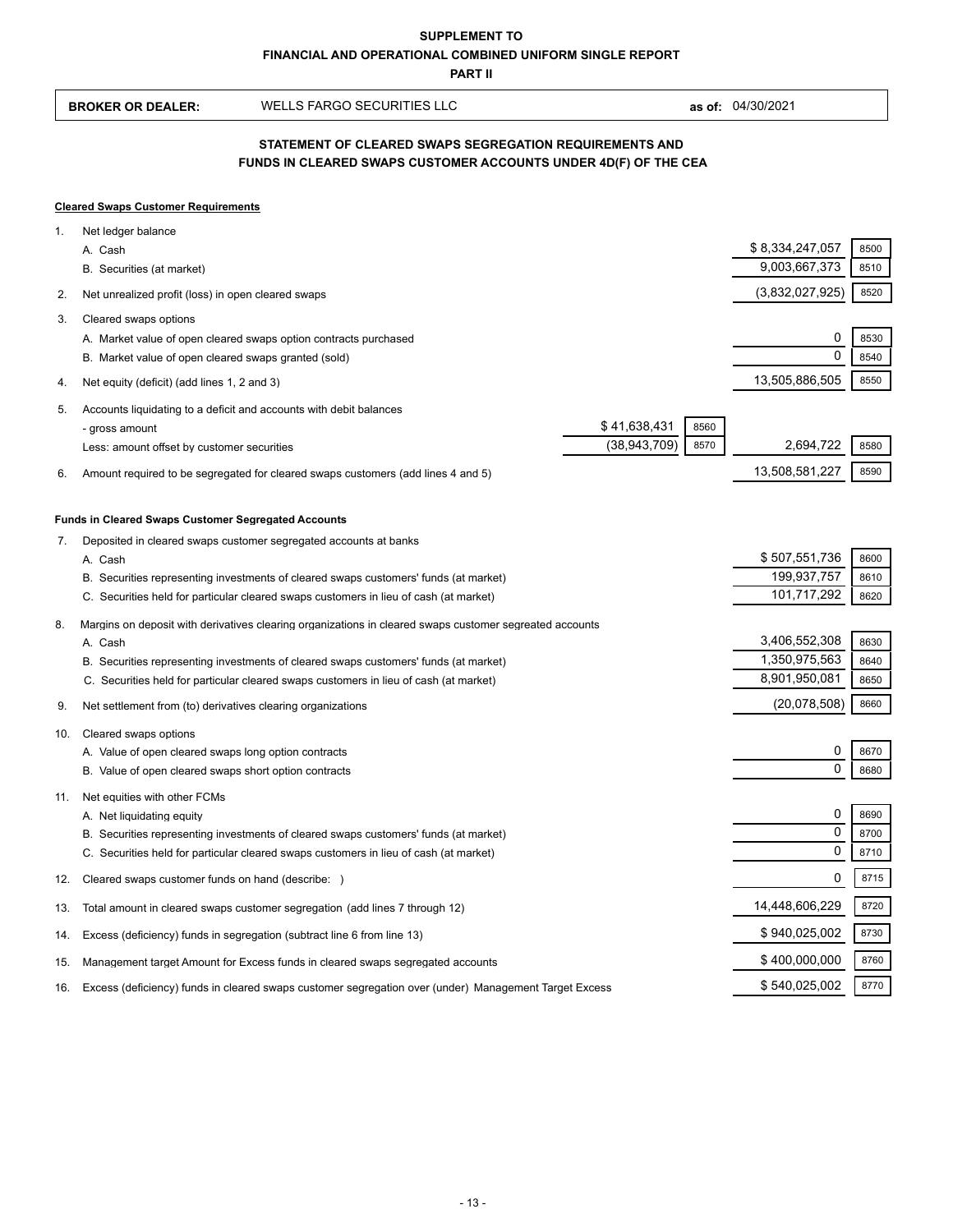**SUPPLEMENT TO**

**FINANCIAL AND OPERATIONAL COMBINED UNIFORM SINGLE REPORT**

**PART II**

**BROKER OR DEALER:** WELLS FARGO SECURITIES LLC **as of:** 04/30/2021

## STATEMENT OF CLEARED SWAPS SEGREGATION REQUIREMENTS AND FUNDS IN CLEARED SWAPS CUSTOMER ACCOUNTS UNDER 4D(F) OF THE CEA

**Cleared Swaps Customer Requirements**

| | | | | | |
|---|---|---|---|---|---|
| 1. | Net ledger balance | | | | |
| | A. Cash | | | $ 8,334,247,057 | 8500 |
| | B. Securities (at market) | | | 9,003,667,373 | 8510 |
| 2. | Net unrealized profit (loss) in open cleared swaps | | | (3,832,027,925) | 8520 |
| 3. | Cleared swaps options | | | | |
| | A. Market value of open cleared swaps option contracts purchased | | | 0 | 8530 |
| | B. Market value of open cleared swaps granted (sold) | | | 0 | 8540 |
| 4. | Net equity (deficit) (add lines 1, 2 and 3) | | | 13,505,886,505 | 8550 |
| 5. | Accounts liquidating to a deficit and accounts with debit balances | | | | |
| | - gross amount | $ 41,638,431 | 8560 | | |
| | Less: amount offset by customer securities | (38,943,709) | 8570 | 2,694,722 | 8580 |
| 6. | Amount required to be segregated for cleared swaps customers (add lines 4 and 5) | | | 13,508,581,227 | 8590 |

**Funds in Cleared Swaps Customer Segregated Accounts**

| | | | |
|---|---|---|---|
| 7. | Deposited in cleared swaps customer segregated accounts at banks | | |
| | A. Cash | $ 507,551,736 | 8600 |
| | B. Securities representing investments of cleared swaps customers' funds (at market) | 199,937,757 | 8610 |
| | C. Securities held for particular cleared swaps customers in lieu of cash (at market) | 101,717,292 | 8620 |
| 8. | Margins on deposit with derivatives clearing organizations in cleared swaps customer segreated accounts | | |
| | A. Cash | 3,406,552,308 | 8630 |
| | B. Securities representing investments of cleared swaps customers' funds (at market) | 1,350,975,563 | 8640 |
| | C. Securities held for particular cleared swaps customers in lieu of cash (at market) | 8,901,950,081 | 8650 |
| 9. | Net settlement from (to) derivatives clearing organizations | (20,078,508) | 8660 |
| 10. | Cleared swaps options | | |
| | A. Value of open cleared swaps long option contracts | 0 | 8670 |
| | B. Value of open cleared swaps short option contracts | 0 | 8680 |
| 11. | Net equities with other FCMs | | |
| | A. Net liquidating equity | 0 | 8690 |
| | B. Securities representing investments of cleared swaps customers' funds (at market) | 0 | 8700 |
| | C. Securities held for particular cleared swaps customers in lieu of cash (at market) | 0 | 8710 |
| 12. | Cleared swaps customer funds on hand (describe: ) | 0 | 8715 |
| 13. | Total amount in cleared swaps customer segregation (add lines 7 through 12) | 14,448,606,229 | 8720 |
| 14. | Excess (deficiency) funds in segregation (subtract line 6 from line 13) | $ 940,025,002 | 8730 |
| 15. | Management target Amount for Excess funds in cleared swaps segregated accounts | $ 400,000,000 | 8760 |
| 16. | Excess (deficiency) funds in cleared swaps customer segregation over (under) Management Target Excess | $ 540,025,002 | 8770 |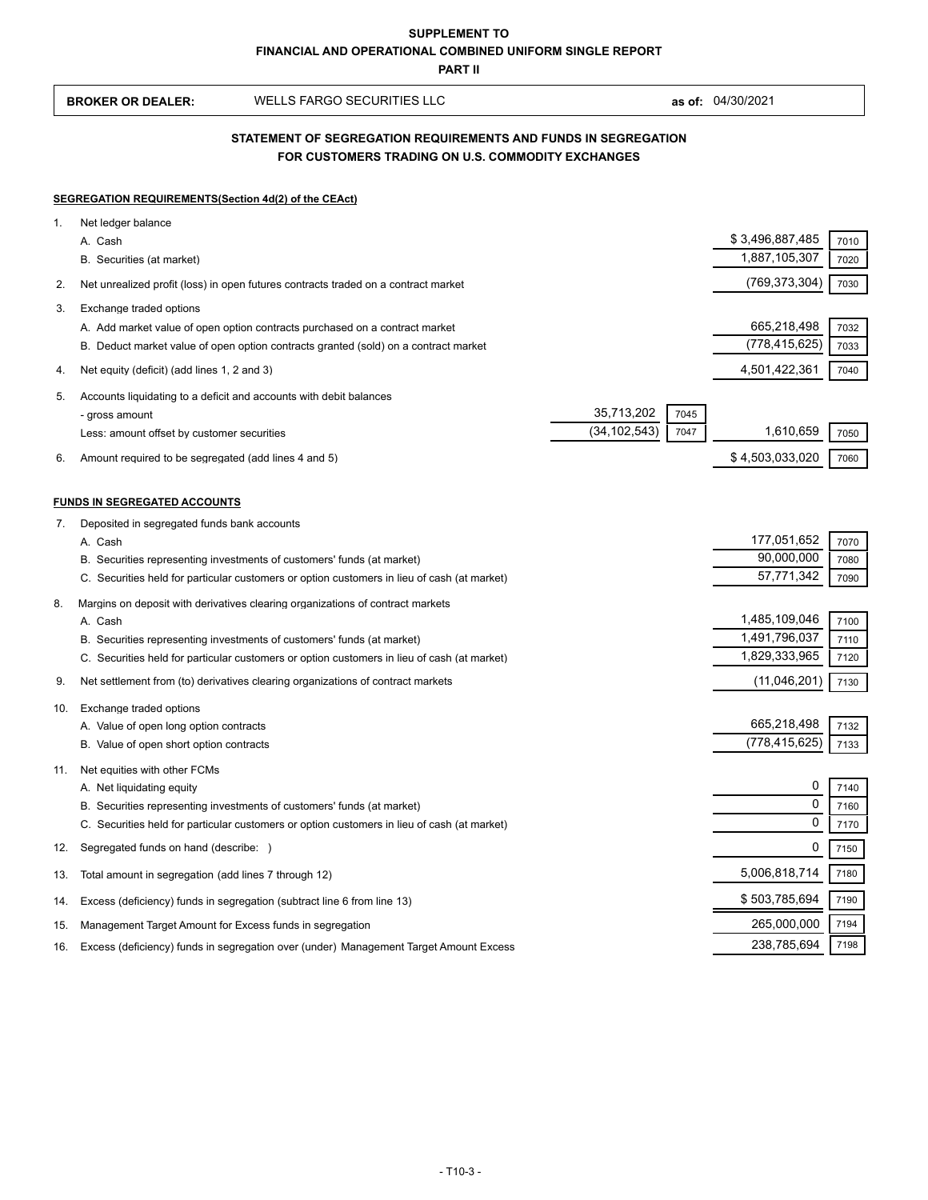**SUPPLEMENT TO**
**FINANCIAL AND OPERATIONAL COMBINED UNIFORM SINGLE REPORT**
**PART II**

**BROKER OR DEALER:** WELLS FARGO SECURITIES LLC **as of:** 04/30/2021

## STATEMENT OF SEGREGATION REQUIREMENTS AND FUNDS IN SEGREGATION FOR CUSTOMERS TRADING ON U.S. COMMODITY EXCHANGES

**SEGREGATION REQUIREMENTS(Section 4d(2) of the CEAct)**

| | | | | | |
|---|---|---|---|---|---|
| 1. | Net ledger balance | | | | |
| | A. Cash | | | $ 3,496,887,485 | 7010 |
| | B. Securities (at market) | | | 1,887,105,307 | 7020 |
| 2. | Net unrealized profit (loss) in open futures contracts traded on a contract market | | | (769,373,304) | 7030 |
| 3. | Exchange traded options | | | | |
| | A. Add market value of open option contracts purchased on a contract market | | | 665,218,498 | 7032 |
| | B. Deduct market value of open option contracts granted (sold) on a contract market | | | (778,415,625) | 7033 |
| 4. | Net equity (deficit) (add lines 1, 2 and 3) | | | 4,501,422,361 | 7040 |
| 5. | Accounts liquidating to a deficit and accounts with debit balances | | | | |
| | - gross amount | 35,713,202 | 7045 | | |
| | Less: amount offset by customer securities | (34,102,543) | 7047 | 1,610,659 | 7050 |
| 6. | Amount required to be segregated (add lines 4 and 5) | | | $ 4,503,033,020 | 7060 |

**FUNDS IN SEGREGATED ACCOUNTS**

| | | | |
|---|---|---|---|
| 7. | Deposited in segregated funds bank accounts | | |
| | A. Cash | 177,051,652 | 7070 |
| | B. Securities representing investments of customers' funds (at market) | 90,000,000 | 7080 |
| | C. Securities held for particular customers or option customers in lieu of cash (at market) | 57,771,342 | 7090 |
| 8. | Margins on deposit with derivatives clearing organizations of contract markets | | |
| | A. Cash | 1,485,109,046 | 7100 |
| | B. Securities representing investments of customers' funds (at market) | 1,491,796,037 | 7110 |
| | C. Securities held for particular customers or option customers in lieu of cash (at market) | 1,829,333,965 | 7120 |
| 9. | Net settlement from (to) derivatives clearing organizations of contract markets | (11,046,201) | 7130 |
| 10. | Exchange traded options | | |
| | A. Value of open long option contracts | 665,218,498 | 7132 |
| | B. Value of open short option contracts | (778,415,625) | 7133 |
| 11. | Net equities with other FCMs | | |
| | A. Net liquidating equity | 0 | 7140 |
| | B. Securities representing investments of customers' funds (at market) | 0 | 7160 |
| | C. Securities held for particular customers or option customers in lieu of cash (at market) | 0 | 7170 |
| 12. | Segregated funds on hand (describe: ) | 0 | 7150 |
| 13. | Total amount in segregation (add lines 7 through 12) | 5,006,818,714 | 7180 |
| 14. | Excess (deficiency) funds in segregation (subtract line 6 from line 13) | $ 503,785,694 | 7190 |
| 15. | Management Target Amount for Excess funds in segregation | 265,000,000 | 7194 |
| 16. | Excess (deficiency) funds in segregation over (under) Management Target Amount Excess | 238,785,694 | 7198 |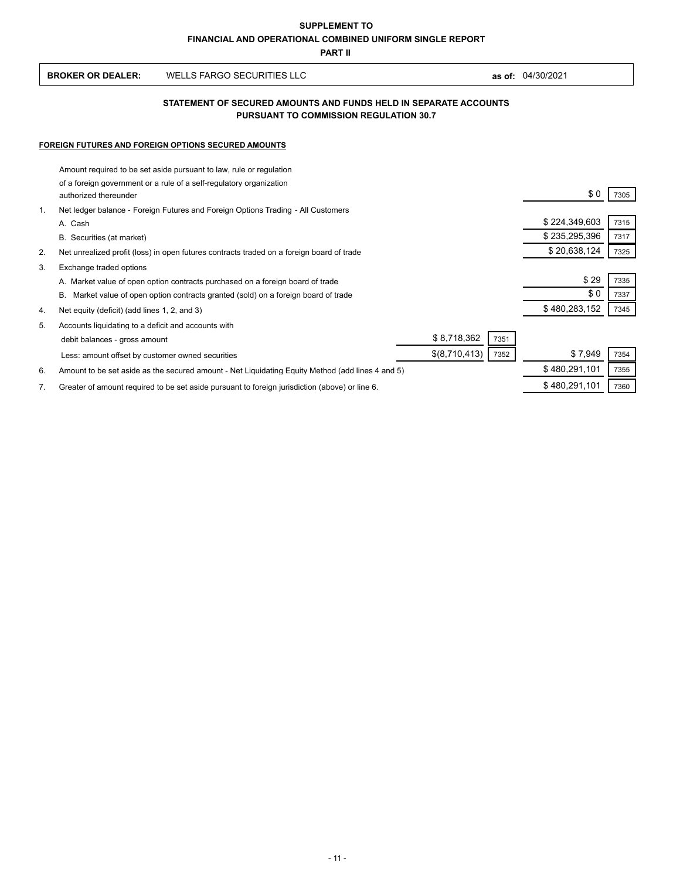**SUPPLEMENT TO**

**FINANCIAL AND OPERATIONAL COMBINED UNIFORM SINGLE REPORT**

**PART II**

| **BROKER OR DEALER:** | WELLS FARGO SECURITIES LLC | **as of:** 04/30/2021 |
|---|---|---|

**STATEMENT OF SECURED AMOUNTS AND FUNDS HELD IN SEPARATE ACCOUNTS PURSUANT TO COMMISSION REGULATION 30.7**

**FOREIGN FUTURES AND FOREIGN OPTIONS SECURED AMOUNTS**

| | | | | | |
|---|---|---|---|---|---|
| | Amount required to be set aside pursuant to law, rule or regulation of a foreign government or a rule of a self-regulatory organization authorized thereunder | | | $ 0 | 7305 |
| 1. | Net ledger balance - Foreign Futures and Foreign Options Trading - All Customers | | | | |
| | A. Cash | | | $ 224,349,603 | 7315 |
| | B. Securities (at market) | | | $ 235,295,396 | 7317 |
| 2. | Net unrealized profit (loss) in open futures contracts traded on a foreign board of trade | | | $ 20,638,124 | 7325 |
| 3. | Exchange traded options | | | | |
| | A. Market value of open option contracts purchased on a foreign board of trade | | | $ 29 | 7335 |
| | B. Market value of open option contracts granted (sold) on a foreign board of trade | | | $ 0 | 7337 |
| 4. | Net equity (deficit) (add lines 1, 2, and 3) | | | $ 480,283,152 | 7345 |
| 5. | Accounts liquidating to a deficit and accounts with debit balances - gross amount | $ 8,718,362 | 7351 | | |
| | Less: amount offset by customer owned securities | $(8,710,413) | 7352 | $ 7,949 | 7354 |
| 6. | Amount to be set aside as the secured amount - Net Liquidating Equity Method (add lines 4 and 5) | | | $ 480,291,101 | 7355 |
| 7. | Greater of amount required to be set aside pursuant to foreign jurisdiction (above) or line 6. | | | $ 480,291,101 | 7360 |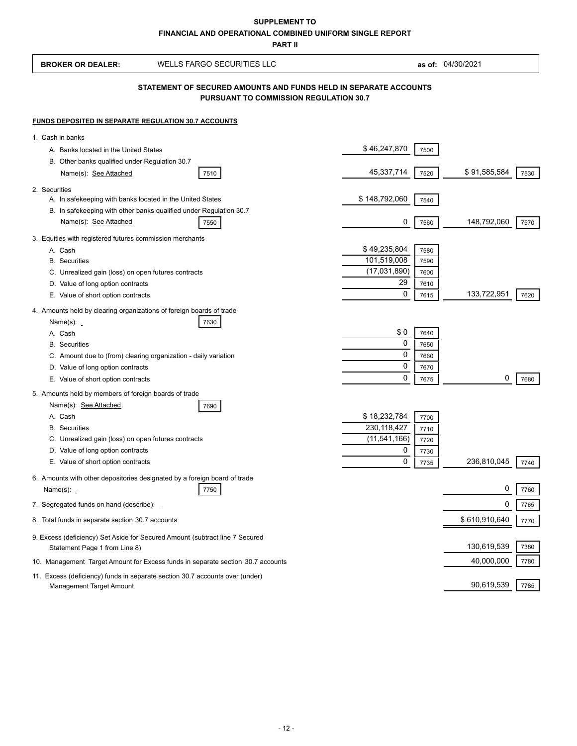**SUPPLEMENT TO**
**FINANCIAL AND OPERATIONAL COMBINED UNIFORM SINGLE REPORT**
**PART II**

**BROKER OR DEALER:** WELLS FARGO SECURITIES LLC **as of:** 04/30/2021

## STATEMENT OF SECURED AMOUNTS AND FUNDS HELD IN SEPARATE ACCOUNTS PURSUANT TO COMMISSION REGULATION 30.7

**FUNDS DEPOSITED IN SEPARATE REGULATION 30.7 ACCOUNTS**

| | | | | | |
|---|---|---|---|---|---|
| 1. Cash in banks | | | | | |
| A. Banks located in the United States | | $ 46,247,870 | 7500 | | |
| B. Other banks qualified under Regulation 30.7 Name(s): See Attached | 7510 | 45,337,714 | 7520 | $ 91,585,584 | 7530 |
| 2. Securities | | | | | |
| A. In safekeeping with banks located in the United States | | $ 148,792,060 | 7540 | | |
| B. In safekeeping with other banks qualified under Regulation 30.7 Name(s): See Attached | 7550 | 0 | 7560 | 148,792,060 | 7570 |
| 3. Equities with registered futures commission merchants | | | | | |
| A. Cash | | $ 49,235,804 | 7580 | | |
| B. Securities | | 101,519,008 | 7590 | | |
| C. Unrealized gain (loss) on open futures contracts | | (17,031,890) | 7600 | | |
| D. Value of long option contracts | | 29 | 7610 | | |
| E. Value of short option contracts | | 0 | 7615 | 133,722,951 | 7620 |
| 4. Amounts held by clearing organizations of foreign boards of trade Name(s): | 7630 | | | | |
| A. Cash | | $ 0 | 7640 | | |
| B. Securities | | 0 | 7650 | | |
| C. Amount due to (from) clearing organization - daily variation | | 0 | 7660 | | |
| D. Value of long option contracts | | 0 | 7670 | | |
| E. Value of short option contracts | | 0 | 7675 | 0 | 7680 |
| 5. Amounts held by members of foreign boards of trade Name(s): See Attached | 7690 | | | | |
| A. Cash | | $ 18,232,784 | 7700 | | |
| B. Securities | | 230,118,427 | 7710 | | |
| C. Unrealized gain (loss) on open futures contracts | | (11,541,166) | 7720 | | |
| D. Value of long option contracts | | 0 | 7730 | | |
| E. Value of short option contracts | | 0 | 7735 | 236,810,045 | 7740 |
| 6. Amounts with other depositories designated by a foreign board of trade Name(s): | 7750 | | | 0 | 7760 |
| 7. Segregated funds on hand (describe): | | | | 0 | 7765 |
| 8. Total funds in separate section 30.7 accounts | | | | $ 610,910,640 | 7770 |
| 9. Excess (deficiency) Set Aside for Secured Amount (subtract line 7 Secured Statement Page 1 from Line 8) | | | | 130,619,539 | 7380 |
| 10. Management Target Amount for Excess funds in separate section 30.7 accounts | | | | 40,000,000 | 7780 |
| 11. Excess (deficiency) funds in separate section 30.7 accounts over (under) Management Target Amount | | | | 90,619,539 | 7785 |